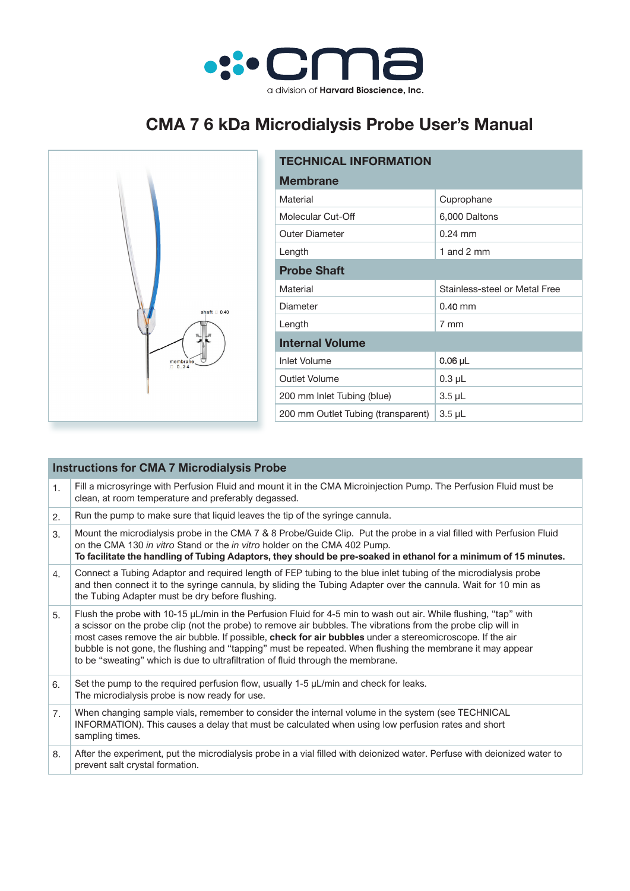cma

a division of **Harvard Bioscience, Inc.**

# CMA 7 6 kDa Microdialysis Probe User's Manual

shaft □ 0.40

membrane □ 0.24

| TECHNICAL INFORMATION | |
|---|---|
| **Membrane** | |
| Material | Cuprophane |
| Molecular Cut-Off | 6,000 Daltons |
| Outer Diameter | 0.24 mm |
| Length | 1 and 2 mm |
| **Probe Shaft** | |
| Material | Stainless-steel or Metal Free |
| Diameter | 0.40 mm |
| Length | 7 mm |
| **Internal Volume** | |
| Inlet Volume | 0.06 µL |
| Outlet Volume | 0.3 µL |
| 200 mm Inlet Tubing (blue) | 3.5 µL |
| 200 mm Outlet Tubing (transparent) | 3.5 µL |

| Instructions for CMA 7 Microdialysis Probe | |
|---|---|
| 1. | Fill a microsyringe with Perfusion Fluid and mount it in the CMA Microinjection Pump. The Perfusion Fluid must be clean, at room temperature and preferably degassed. |
| 2. | Run the pump to make sure that liquid leaves the tip of the syringe cannula. |
| 3. | Mount the microdialysis probe in the CMA 7 & 8 Probe/Guide Clip. Put the probe in a vial filled with Perfusion Fluid on the CMA 130 *in vitro* Stand or the *in vitro* holder on the CMA 402 Pump. **To facilitate the handling of Tubing Adaptors, they should be pre-soaked in ethanol for a minimum of 15 minutes.** |
| 4. | Connect a Tubing Adaptor and required length of FEP tubing to the blue inlet tubing of the microdialysis probe and then connect it to the syringe cannula, by sliding the Tubing Adapter over the cannula. Wait for 10 min as the Tubing Adapter must be dry before flushing. |
| 5. | Flush the probe with 10-15 µL/min in the Perfusion Fluid for 4-5 min to wash out air. While flushing, "tap" with a scissor on the probe clip (not the probe) to remove air bubbles. The vibrations from the probe clip will in most cases remove the air bubble. If possible, **check for air bubbles** under a stereomicroscope. If the air bubble is not gone, the flushing and "tapping" must be repeated. When flushing the membrane it may appear to be "sweating" which is due to ultrafiltration of fluid through the membrane. |
| 6. | Set the pump to the required perfusion flow, usually 1-5 µL/min and check for leaks. The microdialysis probe is now ready for use. |
| 7. | When changing sample vials, remember to consider the internal volume in the system (see TECHNICAL INFORMATION). This causes a delay that must be calculated when using low perfusion rates and short sampling times. |
| 8. | After the experiment, put the microdialysis probe in a vial filled with deionized water. Perfuse with deionized water to prevent salt crystal formation. |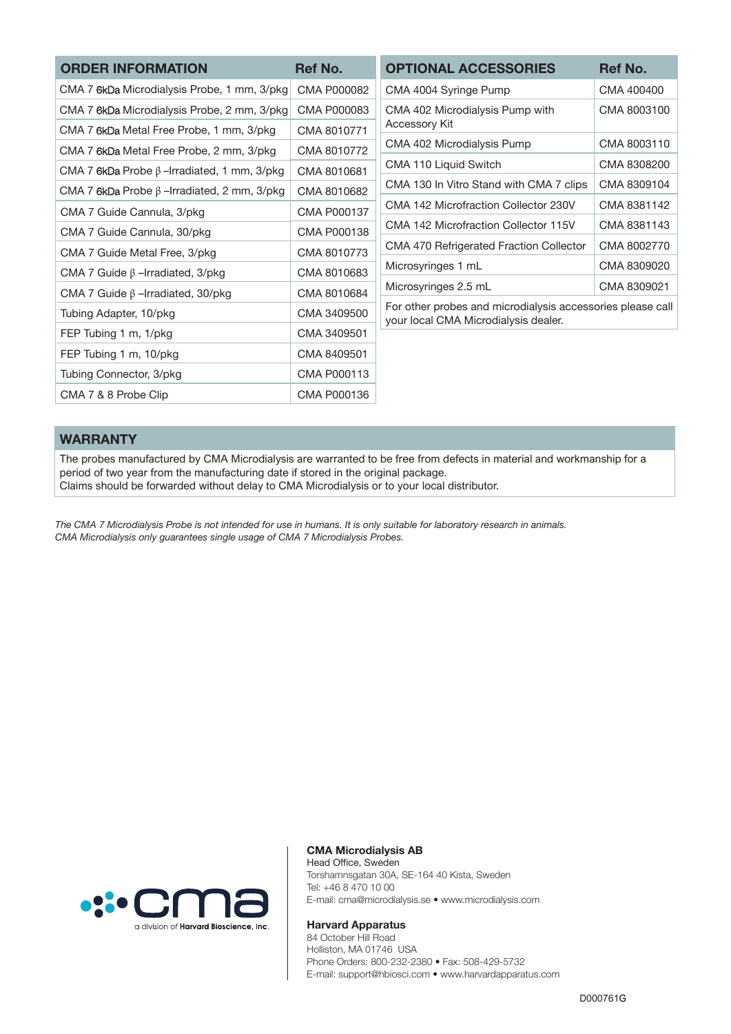| ORDER INFORMATION | Ref No. |
|---|---|
| CMA 7 6kDa Microdialysis Probe, 1 mm, 3/pkg | CMA P000082 |
| CMA 7 6kDa Microdialysis Probe, 2 mm, 3/pkg | CMA P000083 |
| CMA 7 6kDa Metal Free Probe, 1 mm, 3/pkg | CMA 8010771 |
| CMA 7 6kDa Metal Free Probe, 2 mm, 3/pkg | CMA 8010772 |
| CMA 7 6kDa Probe β –Irradiated, 1 mm, 3/pkg | CMA 8010681 |
| CMA 7 6kDa Probe β –Irradiated, 2 mm, 3/pkg | CMA 8010682 |
| CMA 7 Guide Cannula, 3/pkg | CMA P000137 |
| CMA 7 Guide Cannula, 30/pkg | CMA P000138 |
| CMA 7 Guide Metal Free, 3/pkg | CMA 8010773 |
| CMA 7 Guide β –Irradiated, 3/pkg | CMA 8010683 |
| CMA 7 Guide β –Irradiated, 30/pkg | CMA 8010684 |
| Tubing Adapter, 10/pkg | CMA 3409500 |
| FEP Tubing 1 m, 1/pkg | CMA 3409501 |
| FEP Tubing 1 m, 10/pkg | CMA 8409501 |
| Tubing Connector, 3/pkg | CMA P000113 |
| CMA 7 & 8 Probe Clip | CMA P000136 |

| OPTIONAL ACCESSORIES | Ref No. |
|---|---|
| CMA 4004 Syringe Pump | CMA 400400 |
| CMA 402 Microdialysis Pump with Accessory Kit | CMA 8003100 |
| CMA 402 Microdialysis Pump | CMA 8003110 |
| CMA 110 Liquid Switch | CMA 8308200 |
| CMA 130 In Vitro Stand with CMA 7 clips | CMA 8309104 |
| CMA 142 Microfraction Collector 230V | CMA 8381142 |
| CMA 142 Microfraction Collector 115V | CMA 8381143 |
| CMA 470 Refrigerated Fraction Collector | CMA 8002770 |
| Microsyringes 1 mL | CMA 8309020 |
| Microsyringes 2.5 mL | CMA 8309021 |
| For other probes and microdialysis accessories please call your local CMA Microdialysis dealer. | |

## WARRANTY

The probes manufactured by CMA Microdialysis are warranted to be free from defects in material and workmanship for a period of two year from the manufacturing date if stored in the original package.
Claims should be forwarded without delay to CMA Microdialysis or to your local distributor.

*The CMA 7 Microdialysis Probe is not intended for use in humans. It is only suitable for laboratory research in animals.*
*CMA Microdialysis only guarantees single usage of CMA 7 Microdialysis Probes.*

cma
a division of **Harvard Bioscience, Inc.**

**CMA Microdialysis AB**
Head Office, Sweden
Torshamnsgatan 30A, SE-164 40 Kista, Sweden
Tel: +46 8 470 10 00
E-mail: cma@microdialysis.se • www.microdialysis.com

**Harvard Apparatus**
84 October Hill Road
Holliston, MA 01746 USA
Phone Orders: 800-232-2380 • Fax: 508-429-5732
E-mail: support@hbiosci.com • www.harvardapparatus.com

D000761G